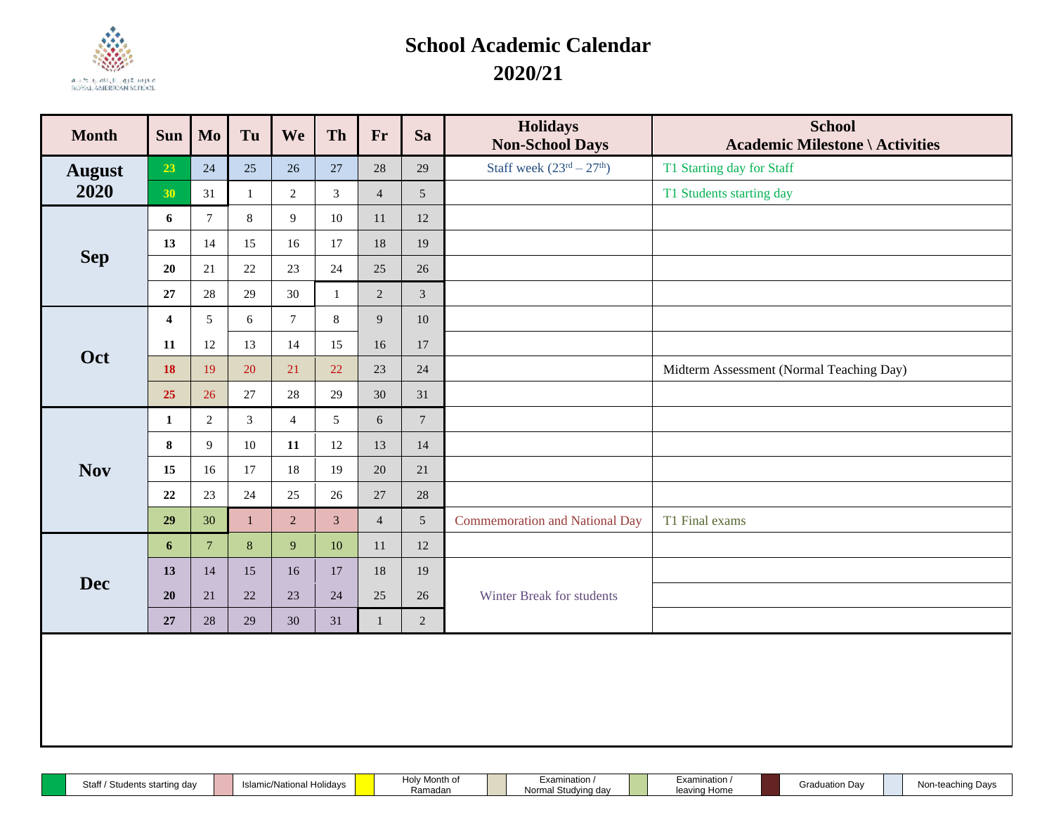# School Academic Calendar
## 2020/21

| Month | Sun | Mo | Tu | We | Th | Fr | Sa | Holidays Non-School Days | School Academic Milestone \ Activities |
|---|---|---|---|---|---|---|---|---|---|
| August 2020 | 23 | 24 | 25 | 26 | 27 | 28 | 29 | Staff week (23rd – 27th) | T1 Starting day for Staff |
| | 30 | 31 | 1 | 2 | 3 | 4 | 5 | | T1 Students starting day |
| Sep | 6 | 7 | 8 | 9 | 10 | 11 | 12 | | |
| | 13 | 14 | 15 | 16 | 17 | 18 | 19 | | |
| | 20 | 21 | 22 | 23 | 24 | 25 | 26 | | |
| | 27 | 28 | 29 | 30 | 1 | 2 | 3 | | |
| Oct | 4 | 5 | 6 | 7 | 8 | 9 | 10 | | |
| | 11 | 12 | 13 | 14 | 15 | 16 | 17 | | |
| | 18 | 19 | 20 | 21 | 22 | 23 | 24 | | Midterm Assessment (Normal Teaching Day) |
| | 25 | 26 | 27 | 28 | 29 | 30 | 31 | | |
| Nov | 1 | 2 | 3 | 4 | 5 | 6 | 7 | | |
| | 8 | 9 | 10 | 11 | 12 | 13 | 14 | | |
| | 15 | 16 | 17 | 18 | 19 | 20 | 21 | | |
| | 22 | 23 | 24 | 25 | 26 | 27 | 28 | | |
| | 29 | 30 | 1 | 2 | 3 | 4 | 5 | Commemoration and National Day | T1 Final exams |
| Dec | 6 | 7 | 8 | 9 | 10 | 11 | 12 | | |
| | 13 | 14 | 15 | 16 | 17 | 18 | 19 | Winter Break for students | |
| | 20 | 21 | 22 | 23 | 24 | 25 | 26 | | |
| | 27 | 28 | 29 | 30 | 31 | 1 | 2 | | |

Staff / Students starting day | Islamic/National Holidays | Holy Month of Ramadan | Examination / Normal Studying day | Examination / leaving Home | Graduation Day | Non-teaching Days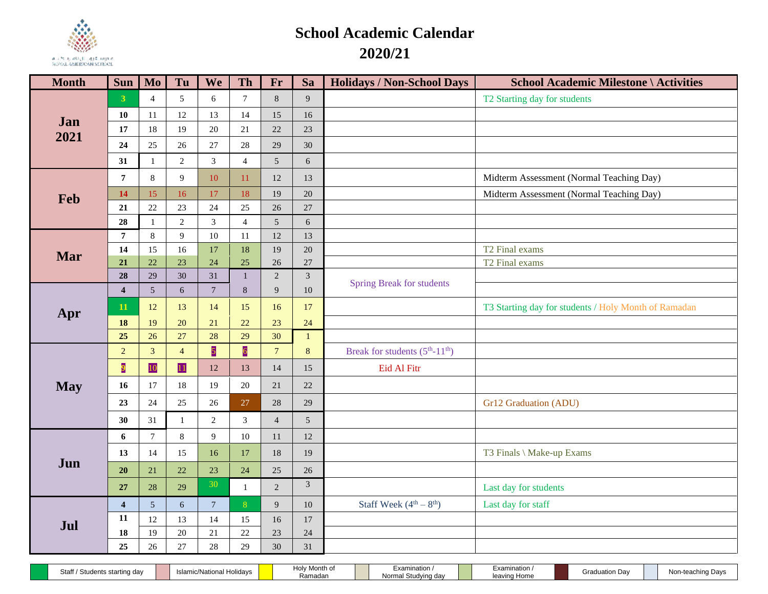# School Academic Calendar

## 2020/21

| Month | Sun | Mo | Tu | We | Th | Fr | Sa | Holidays / Non-School Days | School Academic Milestone \ Activities |
|---|---|---|---|---|---|---|---|---|---|
| Jan 2021 | 3 | 4 | 5 | 6 | 7 | 8 | 9 | | T2 Starting day for students |
| | 10 | 11 | 12 | 13 | 14 | 15 | 16 | | |
| | 17 | 18 | 19 | 20 | 21 | 22 | 23 | | |
| | 24 | 25 | 26 | 27 | 28 | 29 | 30 | | |
| | 31 | 1 | 2 | 3 | 4 | 5 | 6 | | |
| Feb | 7 | 8 | 9 | 10 | 11 | 12 | 13 | | Midterm Assessment (Normal Teaching Day) |
| | 14 | 15 | 16 | 17 | 18 | 19 | 20 | | Midterm Assessment (Normal Teaching Day) |
| | 21 | 22 | 23 | 24 | 25 | 26 | 27 | | |
| | 28 | 1 | 2 | 3 | 4 | 5 | 6 | | |
| Mar | 7 | 8 | 9 | 10 | 11 | 12 | 13 | | |
| | 14 | 15 | 16 | 17 | 18 | 19 | 20 | | T2 Final exams |
| | 21 | 22 | 23 | 24 | 25 | 26 | 27 | | T2 Final exams |
| | 28 | 29 | 30 | 31 | 1 | 2 | 3 | Spring Break for students | |
| Apr | 4 | 5 | 6 | 7 | 8 | 9 | 10 | | |
| | 11 | 12 | 13 | 14 | 15 | 16 | 17 | | T3 Starting day for students / Holy Month of Ramadan |
| | 18 | 19 | 20 | 21 | 22 | 23 | 24 | | |
| | 25 | 26 | 27 | 28 | 29 | 30 | 1 | | |
| May | 2 | 3 | 4 | 5 | 6 | 7 | 8 | Break for students (5th-11th) | |
| | 9 | 10 | 11 | 12 | 13 | 14 | 15 | Eid Al Fitr | |
| | 16 | 17 | 18 | 19 | 20 | 21 | 22 | | |
| | 23 | 24 | 25 | 26 | 27 | 28 | 29 | | Gr12 Graduation (ADU) |
| | 30 | 31 | 1 | 2 | 3 | 4 | 5 | | |
| Jun | 6 | 7 | 8 | 9 | 10 | 11 | 12 | | |
| | 13 | 14 | 15 | 16 | 17 | 18 | 19 | | T3 Finals \ Make-up Exams |
| | 20 | 21 | 22 | 23 | 24 | 25 | 26 | | |
| | 27 | 28 | 29 | 30 | 1 | 2 | 3 | | Last day for students |
| Jul | 4 | 5 | 6 | 7 | 8 | 9 | 10 | Staff Week (4th – 8th) | Last day for staff |
| | 11 | 12 | 13 | 14 | 15 | 16 | 17 | | |
| | 18 | 19 | 20 | 21 | 22 | 23 | 24 | | |
| | 25 | 26 | 27 | 28 | 29 | 30 | 31 | | |

Legend: Staff / Students starting day | Islamic/National Holidays | Holy Month of Ramadan | Examination / Normal Studying day | Examination / leaving Home | Graduation Day | Non-teaching Days